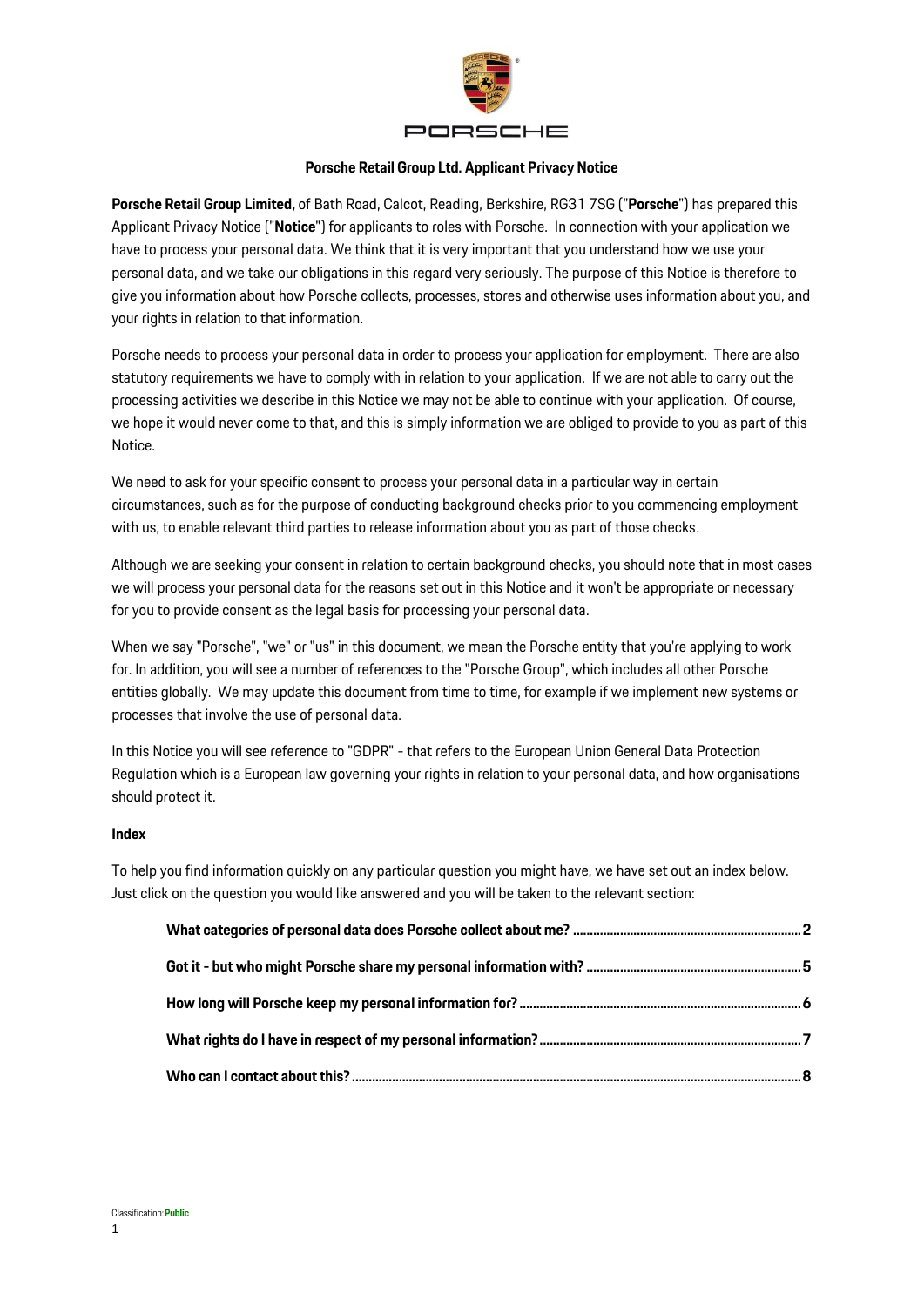# Porsche Retail Group Ltd. Applicant Privacy Notice

**Porsche Retail Group Limited,** of Bath Road, Calcot, Reading, Berkshire, RG31 7SG ("**Porsche**") has prepared this Applicant Privacy Notice ("**Notice**") for applicants to roles with Porsche. In connection with your application we have to process your personal data. We think that it is very important that you understand how we use your personal data, and we take our obligations in this regard very seriously. The purpose of this Notice is therefore to give you information about how Porsche collects, processes, stores and otherwise uses information about you, and your rights in relation to that information.

Porsche needs to process your personal data in order to process your application for employment. There are also statutory requirements we have to comply with in relation to your application. If we are not able to carry out the processing activities we describe in this Notice we may not be able to continue with your application. Of course, we hope it would never come to that, and this is simply information we are obliged to provide to you as part of this Notice.

We need to ask for your specific consent to process your personal data in a particular way in certain circumstances, such as for the purpose of conducting background checks prior to you commencing employment with us, to enable relevant third parties to release information about you as part of those checks.

Although we are seeking your consent in relation to certain background checks, you should note that in most cases we will process your personal data for the reasons set out in this Notice and it won't be appropriate or necessary for you to provide consent as the legal basis for processing your personal data.

When we say "Porsche", "we" or "us" in this document, we mean the Porsche entity that you're applying to work for. In addition, you will see a number of references to the "Porsche Group", which includes all other Porsche entities globally. We may update this document from time to time, for example if we implement new systems or processes that involve the use of personal data.

In this Notice you will see reference to "GDPR" - that refers to the European Union General Data Protection Regulation which is a European law governing your rights in relation to your personal data, and how organisations should protect it.

**Index**

To help you find information quickly on any particular question you might have, we have set out an index below. Just click on the question you would like answered and you will be taken to the relevant section:

- **What categories of personal data does Porsche collect about me? .......... 2**
- **Got it - but who might Porsche share my personal information with? .......... 5**
- **How long will Porsche keep my personal information for? .......... 6**
- **What rights do I have in respect of my personal information? .......... 7**
- **Who can I contact about this? .......... 8**

Classification: **Public**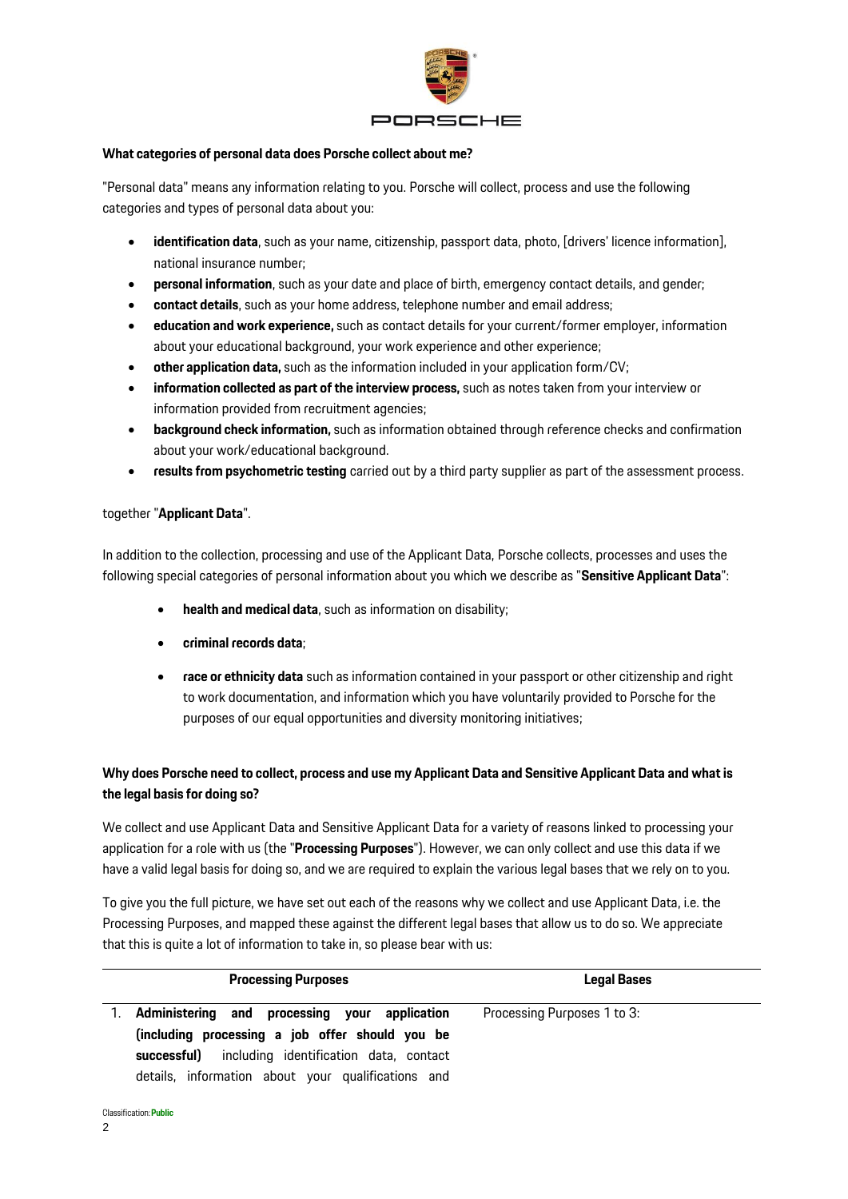**What categories of personal data does Porsche collect about me?**

"Personal data" means any information relating to you. Porsche will collect, process and use the following categories and types of personal data about you:

- **identification data**, such as your name, citizenship, passport data, photo, [drivers' licence information], national insurance number;
- **personal information**, such as your date and place of birth, emergency contact details, and gender;
- **contact details**, such as your home address, telephone number and email address;
- **education and work experience,** such as contact details for your current/former employer, information about your educational background, your work experience and other experience;
- **other application data,** such as the information included in your application form/CV;
- **information collected as part of the interview process,** such as notes taken from your interview or information provided from recruitment agencies;
- **background check information,** such as information obtained through reference checks and confirmation about your work/educational background.
- **results from psychometric testing** carried out by a third party supplier as part of the assessment process.

together "**Applicant Data**".

In addition to the collection, processing and use of the Applicant Data, Porsche collects, processes and uses the following special categories of personal information about you which we describe as "**Sensitive Applicant Data**":

- **health and medical data**, such as information on disability;
- **criminal records data**;
- **race or ethnicity data** such as information contained in your passport or other citizenship and right to work documentation, and information which you have voluntarily provided to Porsche for the purposes of our equal opportunities and diversity monitoring initiatives;

**Why does Porsche need to collect, process and use my Applicant Data and Sensitive Applicant Data and what is the legal basis for doing so?**

We collect and use Applicant Data and Sensitive Applicant Data for a variety of reasons linked to processing your application for a role with us (the "**Processing Purposes**"). However, we can only collect and use this data if we have a valid legal basis for doing so, and we are required to explain the various legal bases that we rely on to you.

To give you the full picture, we have set out each of the reasons why we collect and use Applicant Data, i.e. the Processing Purposes, and mapped these against the different legal bases that allow us to do so. We appreciate that this is quite a lot of information to take in, so please bear with us:

| Processing Purposes | Legal Bases |
|---|---|
| 1. **Administering and processing your application (including processing a job offer should you be successful)** including identification data, contact details, information about your qualifications and | Processing Purposes 1 to 3: |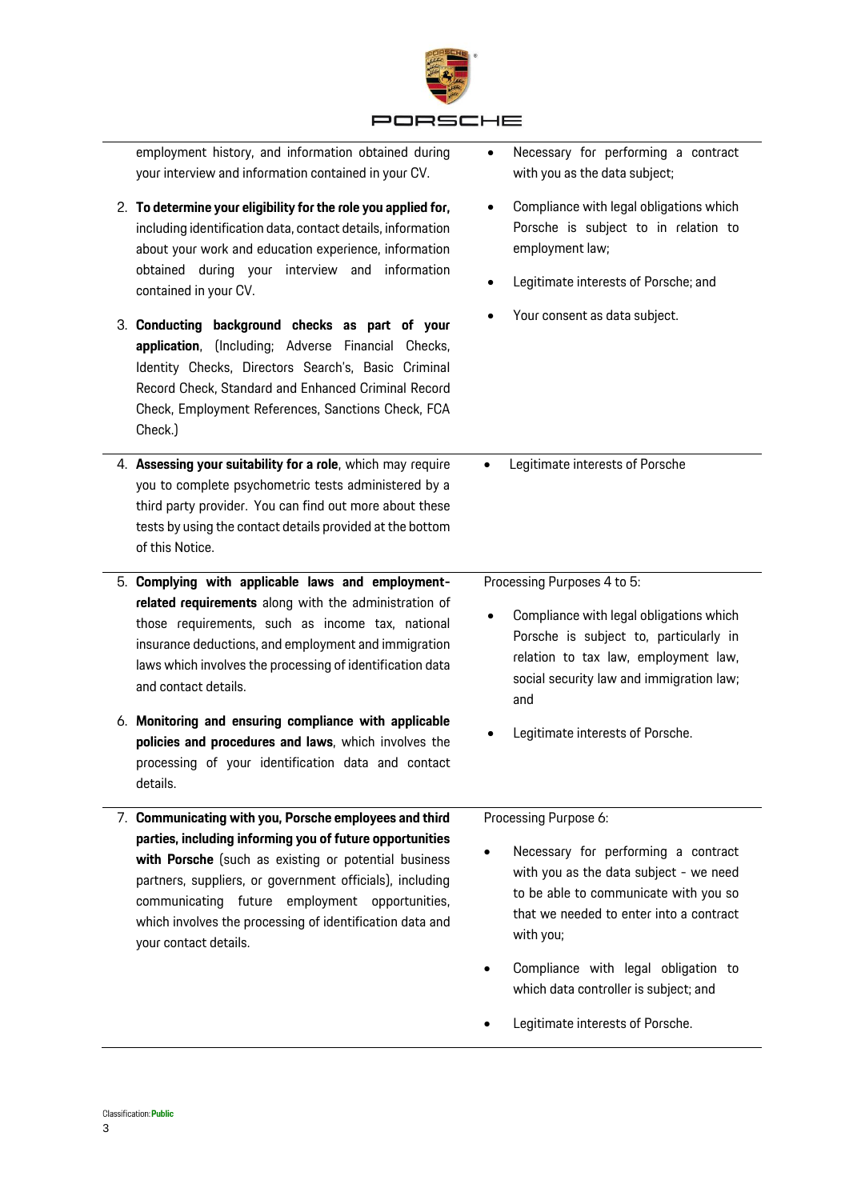| Processing Purpose | Legal Basis |
| --- | --- |
| employment history, and information obtained during your interview and information contained in your CV.<br><br>2. **To determine your eligibility for the role you applied for,** including identification data, contact details, information about your work and education experience, information obtained during your interview and information contained in your CV.<br><br>3. **Conducting background checks as part of your application**, (Including; Adverse Financial Checks, Identity Checks, Directors Search's, Basic Criminal Record Check, Standard and Enhanced Criminal Record Check, Employment References, Sanctions Check, FCA Check.) | • Necessary for performing a contract with you as the data subject;<br><br>• Compliance with legal obligations which Porsche is subject to in relation to employment law;<br><br>• Legitimate interests of Porsche; and<br><br>• Your consent as data subject. |
| 4. **Assessing your suitability for a role**, which may require you to complete psychometric tests administered by a third party provider. You can find out more about these tests by using the contact details provided at the bottom of this Notice. | • Legitimate interests of Porsche |
| 5. **Complying with applicable laws and employment-related requirements** along with the administration of those requirements, such as income tax, national insurance deductions, and employment and immigration laws which involves the processing of identification data and contact details.<br><br>6. **Monitoring and ensuring compliance with applicable policies and procedures and laws**, which involves the processing of your identification data and contact details. | Processing Purposes 4 to 5:<br><br>• Compliance with legal obligations which Porsche is subject to, particularly in relation to tax law, employment law, social security law and immigration law; and<br><br>• Legitimate interests of Porsche. |
| 7. **Communicating with you, Porsche employees and third parties, including informing you of future opportunities with Porsche** (such as existing or potential business partners, suppliers, or government officials), including communicating future employment opportunities, which involves the processing of identification data and your contact details. | Processing Purpose 6:<br><br>• Necessary for performing a contract with you as the data subject - we need to be able to communicate with you so that we needed to enter into a contract with you;<br><br>• Compliance with legal obligation to which data controller is subject; and<br><br>• Legitimate interests of Porsche. |

Classification: **Public**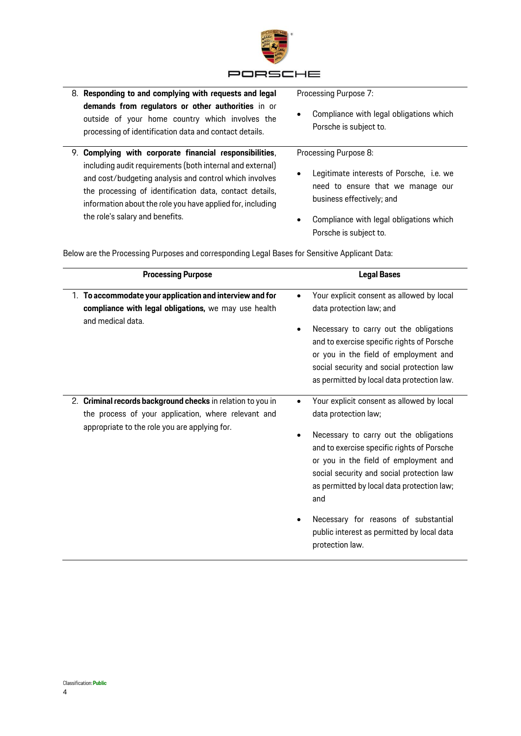| | |
|---|---|
| 8. **Responding to and complying with requests and legal demands from regulators or other authorities** in or outside of your home country which involves the processing of identification data and contact details. | Processing Purpose 7:<br>• Compliance with legal obligations which Porsche is subject to. |
| 9. **Complying with corporate financial responsibilities**, including audit requirements (both internal and external) and cost/budgeting analysis and control which involves the processing of identification data, contact details, information about the role you have applied for, including the role's salary and benefits. | Processing Purpose 8:<br>• Legitimate interests of Porsche, i.e. we need to ensure that we manage our business effectively; and<br>• Compliance with legal obligations which Porsche is subject to. |

Below are the Processing Purposes and corresponding Legal Bases for Sensitive Applicant Data:

| Processing Purpose | Legal Bases |
|---|---|
| 1. **To accommodate your application and interview and for compliance with legal obligations,** we may use health and medical data. | • Your explicit consent as allowed by local data protection law; and<br>• Necessary to carry out the obligations and to exercise specific rights of Porsche or you in the field of employment and social security and social protection law as permitted by local data protection law. |
| 2. **Criminal records background checks** in relation to you in the process of your application, where relevant and appropriate to the role you are applying for. | • Your explicit consent as allowed by local data protection law;<br>• Necessary to carry out the obligations and to exercise specific rights of Porsche or you in the field of employment and social security and social protection law as permitted by local data protection law; and<br>• Necessary for reasons of substantial public interest as permitted by local data protection law. |

Classification: **Public**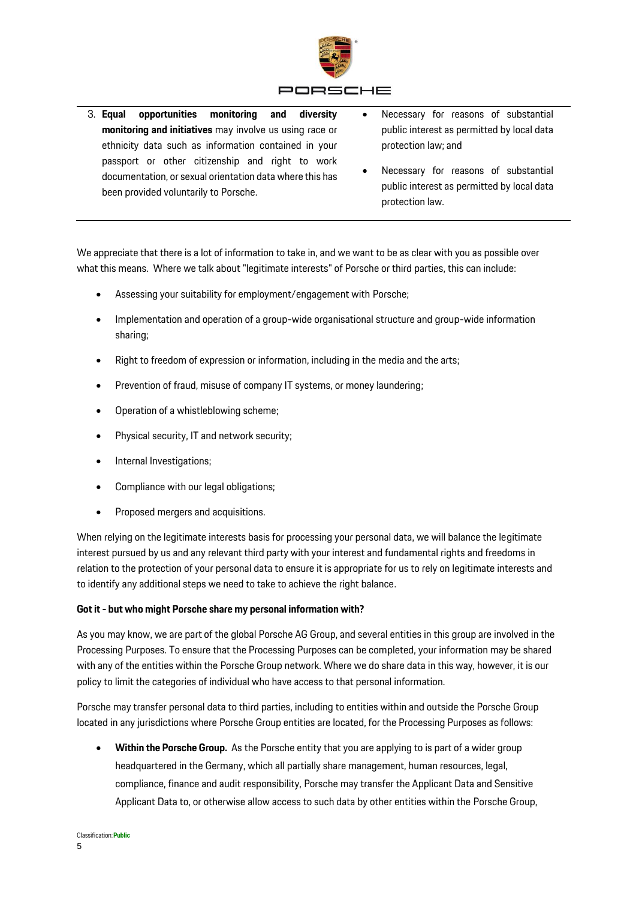| | |
|---|---|
| 3. **Equal opportunities monitoring and diversity monitoring and initiatives** may involve us using race or ethnicity data such as information contained in your passport or other citizenship and right to work documentation, or sexual orientation data where this has been provided voluntarily to Porsche. | • Necessary for reasons of substantial public interest as permitted by local data protection law; and<br>• Necessary for reasons of substantial public interest as permitted by local data protection law. |

We appreciate that there is a lot of information to take in, and we want to be as clear with you as possible over what this means. Where we talk about "legitimate interests" of Porsche or third parties, this can include:

- Assessing your suitability for employment/engagement with Porsche;
- Implementation and operation of a group-wide organisational structure and group-wide information sharing;
- Right to freedom of expression or information, including in the media and the arts;
- Prevention of fraud, misuse of company IT systems, or money laundering;
- Operation of a whistleblowing scheme;
- Physical security, IT and network security;
- Internal Investigations;
- Compliance with our legal obligations;
- Proposed mergers and acquisitions.

When relying on the legitimate interests basis for processing your personal data, we will balance the legitimate interest pursued by us and any relevant third party with your interest and fundamental rights and freedoms in relation to the protection of your personal data to ensure it is appropriate for us to rely on legitimate interests and to identify any additional steps we need to take to achieve the right balance.

**Got it - but who might Porsche share my personal information with?**

As you may know, we are part of the global Porsche AG Group, and several entities in this group are involved in the Processing Purposes. To ensure that the Processing Purposes can be completed, your information may be shared with any of the entities within the Porsche Group network. Where we do share data in this way, however, it is our policy to limit the categories of individual who have access to that personal information.

Porsche may transfer personal data to third parties, including to entities within and outside the Porsche Group located in any jurisdictions where Porsche Group entities are located, for the Processing Purposes as follows:

- **Within the Porsche Group.** As the Porsche entity that you are applying to is part of a wider group headquartered in the Germany, which all partially share management, human resources, legal, compliance, finance and audit responsibility, Porsche may transfer the Applicant Data and Sensitive Applicant Data to, or otherwise allow access to such data by other entities within the Porsche Group,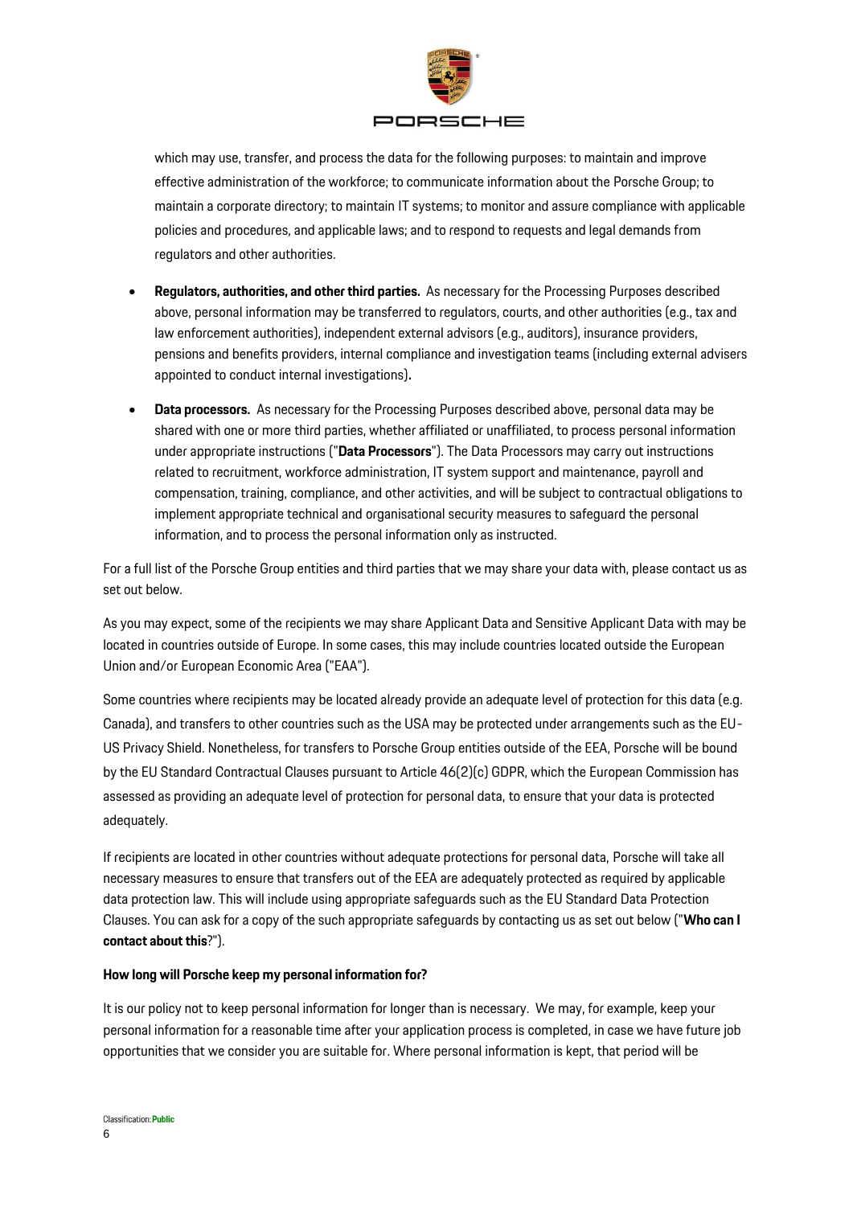which may use, transfer, and process the data for the following purposes: to maintain and improve effective administration of the workforce; to communicate information about the Porsche Group; to maintain a corporate directory; to maintain IT systems; to monitor and assure compliance with applicable policies and procedures, and applicable laws; and to respond to requests and legal demands from regulators and other authorities.

- **Regulators, authorities, and other third parties.** As necessary for the Processing Purposes described above, personal information may be transferred to regulators, courts, and other authorities (e.g., tax and law enforcement authorities), independent external advisors (e.g., auditors), insurance providers, pensions and benefits providers, internal compliance and investigation teams (including external advisers appointed to conduct internal investigations).
- **Data processors.** As necessary for the Processing Purposes described above, personal data may be shared with one or more third parties, whether affiliated or unaffiliated, to process personal information under appropriate instructions ("**Data Processors**"). The Data Processors may carry out instructions related to recruitment, workforce administration, IT system support and maintenance, payroll and compensation, training, compliance, and other activities, and will be subject to contractual obligations to implement appropriate technical and organisational security measures to safeguard the personal information, and to process the personal information only as instructed.

For a full list of the Porsche Group entities and third parties that we may share your data with, please contact us as set out below.

As you may expect, some of the recipients we may share Applicant Data and Sensitive Applicant Data with may be located in countries outside of Europe. In some cases, this may include countries located outside the European Union and/or European Economic Area ("EAA").

Some countries where recipients may be located already provide an adequate level of protection for this data (e.g. Canada), and transfers to other countries such as the USA may be protected under arrangements such as the EU-US Privacy Shield. Nonetheless, for transfers to Porsche Group entities outside of the EEA, Porsche will be bound by the EU Standard Contractual Clauses pursuant to Article 46(2)(c) GDPR, which the European Commission has assessed as providing an adequate level of protection for personal data, to ensure that your data is protected adequately.

If recipients are located in other countries without adequate protections for personal data, Porsche will take all necessary measures to ensure that transfers out of the EEA are adequately protected as required by applicable data protection law. This will include using appropriate safeguards such as the EU Standard Data Protection Clauses. You can ask for a copy of the such appropriate safeguards by contacting us as set out below ("**Who can I contact about this**?").

**How long will Porsche keep my personal information for?**

It is our policy not to keep personal information for longer than is necessary. We may, for example, keep your personal information for a reasonable time after your application process is completed, in case we have future job opportunities that we consider you are suitable for. Where personal information is kept, that period will be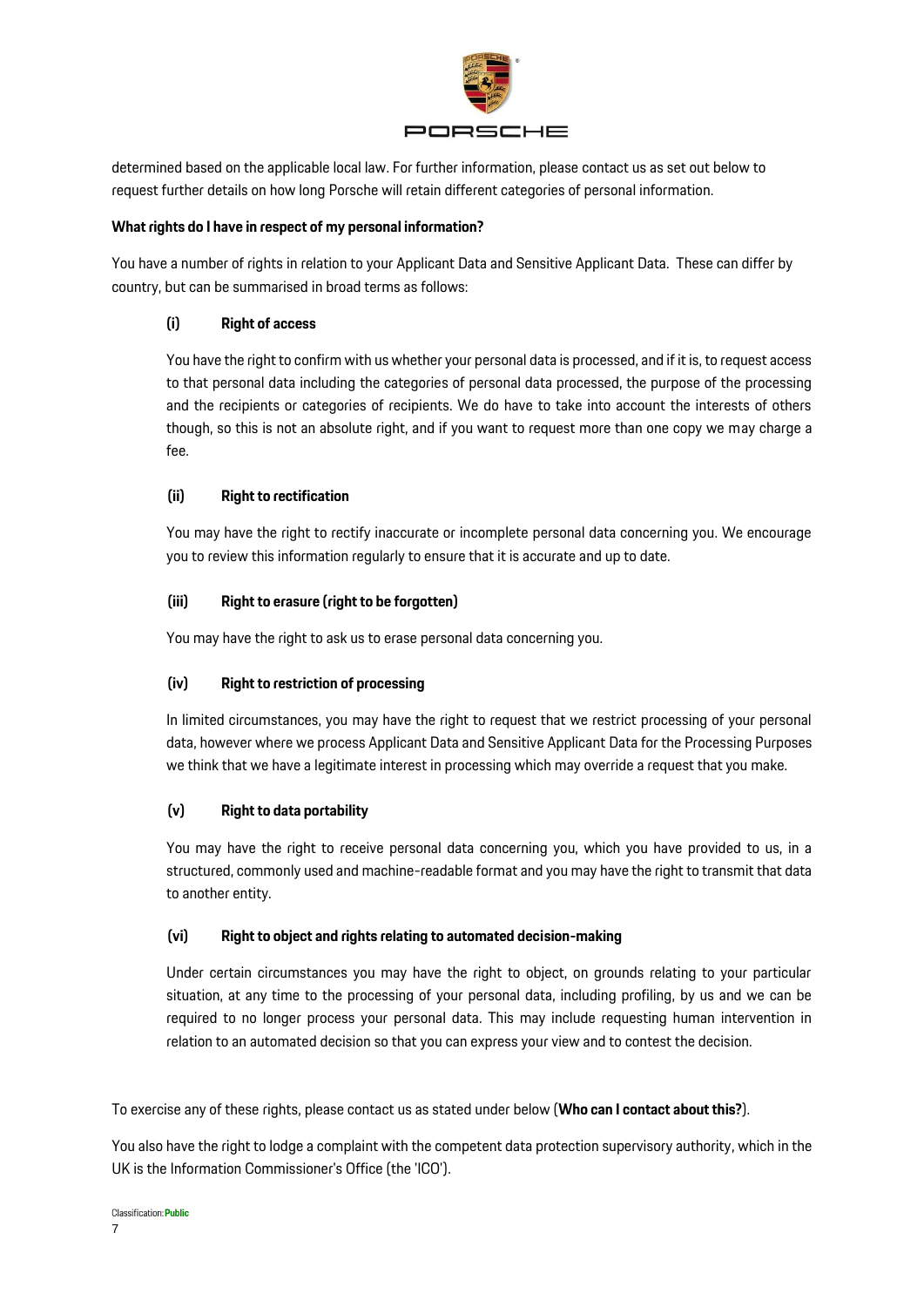determined based on the applicable local law. For further information, please contact us as set out below to request further details on how long Porsche will retain different categories of personal information.

**What rights do I have in respect of my personal information?**

You have a number of rights in relation to your Applicant Data and Sensitive Applicant Data. These can differ by country, but can be summarised in broad terms as follows:

**(i) Right of access**

You have the right to confirm with us whether your personal data is processed, and if it is, to request access to that personal data including the categories of personal data processed, the purpose of the processing and the recipients or categories of recipients. We do have to take into account the interests of others though, so this is not an absolute right, and if you want to request more than one copy we may charge a fee.

**(ii) Right to rectification**

You may have the right to rectify inaccurate or incomplete personal data concerning you. We encourage you to review this information regularly to ensure that it is accurate and up to date.

**(iii) Right to erasure (right to be forgotten)**

You may have the right to ask us to erase personal data concerning you.

**(iv) Right to restriction of processing**

In limited circumstances, you may have the right to request that we restrict processing of your personal data, however where we process Applicant Data and Sensitive Applicant Data for the Processing Purposes we think that we have a legitimate interest in processing which may override a request that you make.

**(v) Right to data portability**

You may have the right to receive personal data concerning you, which you have provided to us, in a structured, commonly used and machine-readable format and you may have the right to transmit that data to another entity.

**(vi) Right to object and rights relating to automated decision-making**

Under certain circumstances you may have the right to object, on grounds relating to your particular situation, at any time to the processing of your personal data, including profiling, by us and we can be required to no longer process your personal data. This may include requesting human intervention in relation to an automated decision so that you can express your view and to contest the decision.

To exercise any of these rights, please contact us as stated under below (**Who can I contact about this?**).

You also have the right to lodge a complaint with the competent data protection supervisory authority, which in the UK is the Information Commissioner's Office (the 'ICO').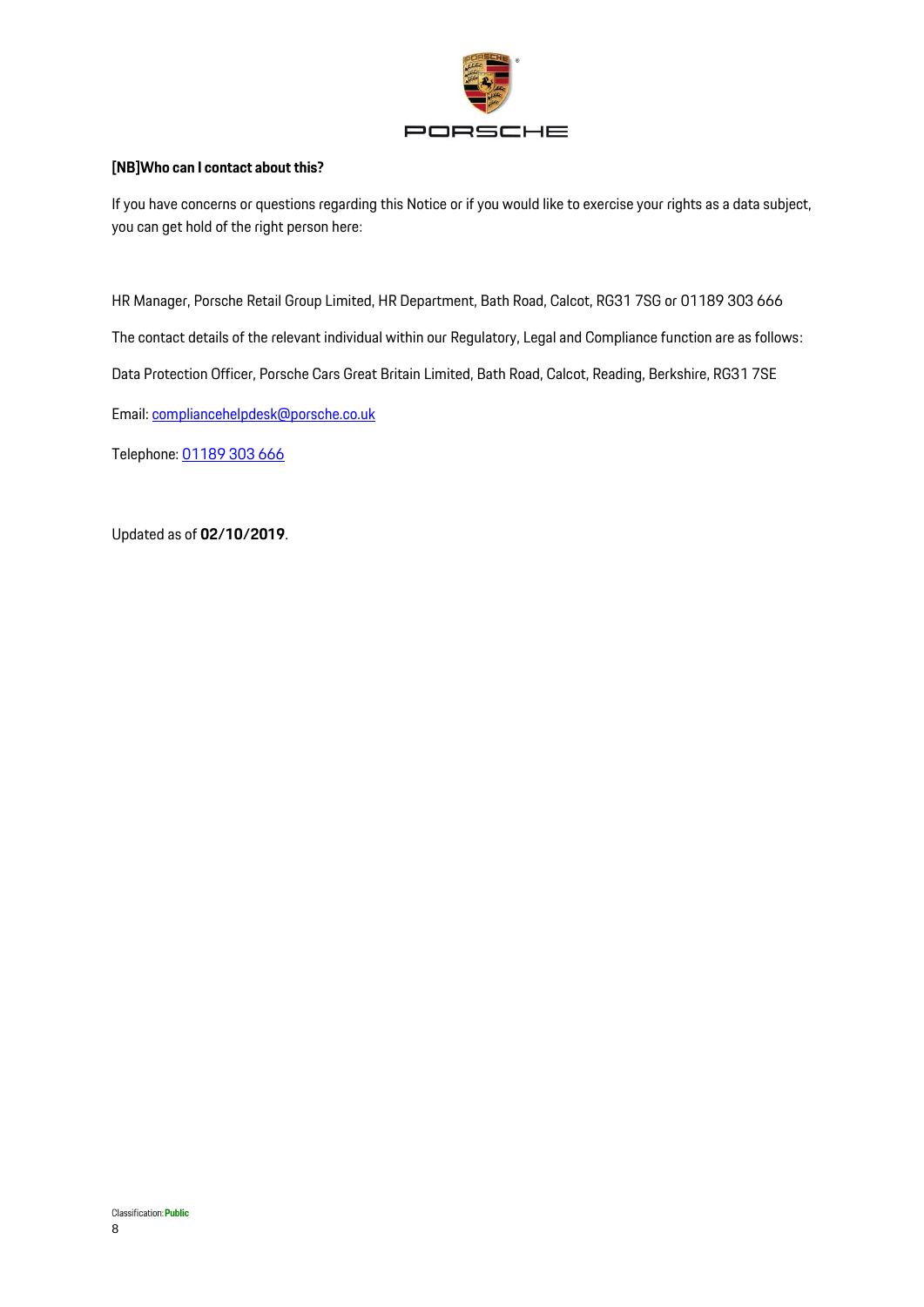**[NB]Who can I contact about this?**

If you have concerns or questions regarding this Notice or if you would like to exercise your rights as a data subject, you can get hold of the right person here:

HR Manager, Porsche Retail Group Limited, HR Department, Bath Road, Calcot, RG31 7SG or 01189 303 666

The contact details of the relevant individual within our Regulatory, Legal and Compliance function are as follows:

Data Protection Officer, Porsche Cars Great Britain Limited, Bath Road, Calcot, Reading, Berkshire, RG31 7SE

Email: compliancehelpdesk@porsche.co.uk

Telephone: 01189 303 666

Updated as of **02/10/2019**.

Classification: **Public**